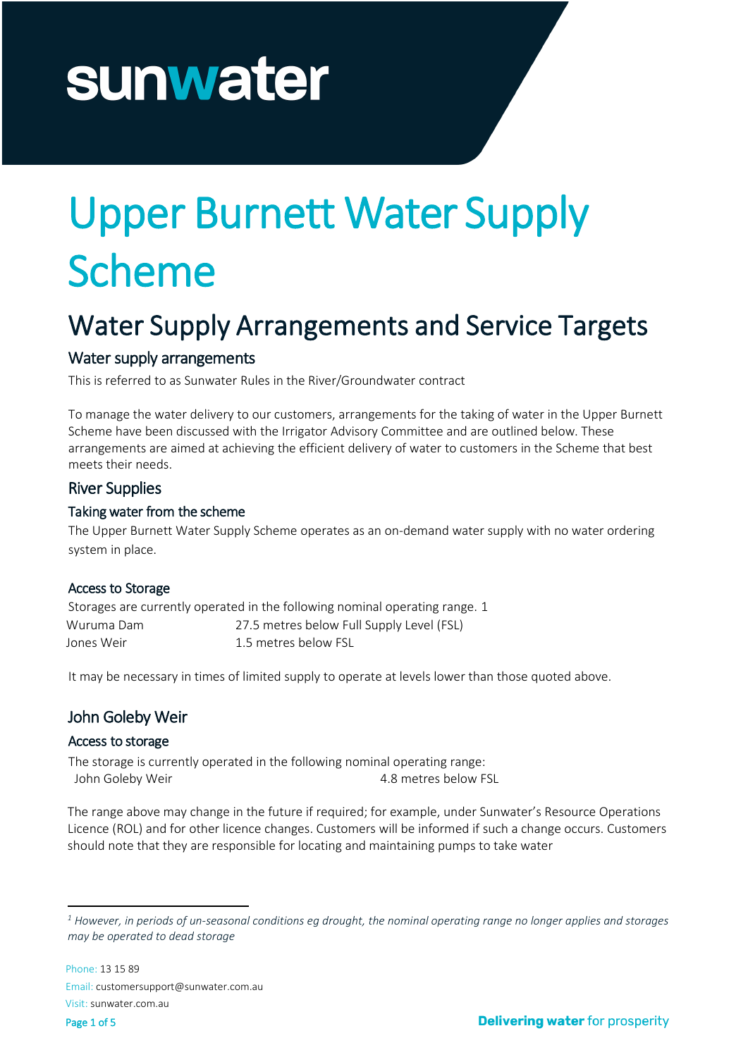# Upper Burnett Water Supply Scheme

## Water Supply Arrangements and Service Targets

### Water supply arrangements

This is referred to as Sunwater Rules in the River/Groundwater contract

To manage the water delivery to our customers, arrangements for the taking of water in the Upper Burnett Scheme have been discussed with the Irrigator Advisory Committee and are outlined below. These arrangements are aimed at achieving the efficient delivery of water to customers in the Scheme that best meets their needs.

### River Supplies

#### Taking water from the scheme

The Upper Burnett Water Supply Scheme operates as an on-demand water supply with no water ordering system in place.

#### Access to Storage

Storages are currently operated in the following nominal operating range. [1]

| | |
|---|---|
| Wuruma Dam | 27.5 metres below Full Supply Level (FSL) |
| Jones Weir | 1.5 metres below FSL |

It may be necessary in times of limited supply to operate at levels lower than those quoted above.

### John Goleby Weir

#### Access to storage

The storage is currently operated in the following nominal operating range:

| | |
|---|---|
| John Goleby Weir | 4.8 metres below FSL |

The range above may change in the future if required; for example, under Sunwater's Resource Operations Licence (ROL) and for other licence changes. Customers will be informed if such a change occurs. Customers should note that they are responsible for locating and maintaining pumps to take water

[1] *However, in periods of un-seasonal conditions eg drought, the nominal operating range no longer applies and storages may be operated to dead storage*

Phone: 13 15 89
Email: customersupport@sunwater.com.au
Visit: sunwater.com.au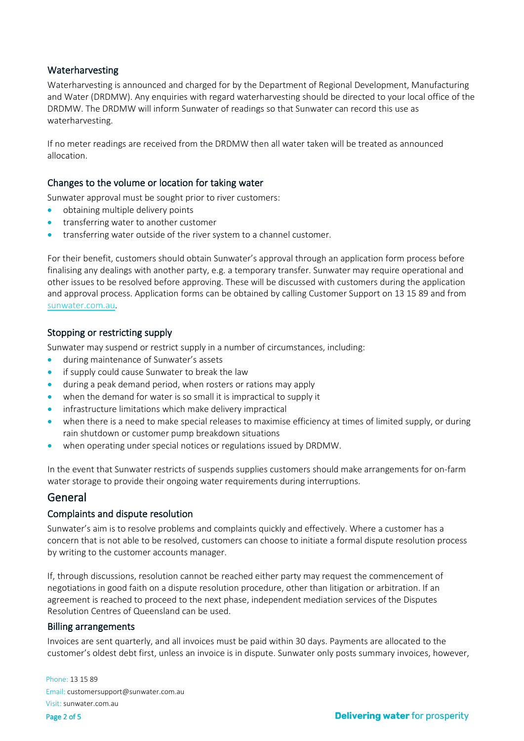### Waterharvesting

Waterharvesting is announced and charged for by the Department of Regional Development, Manufacturing and Water (DRDMW). Any enquiries with regard waterharvesting should be directed to your local office of the DRDMW. The DRDMW will inform Sunwater of readings so that Sunwater can record this use as waterharvesting.

If no meter readings are received from the DRDMW then all water taken will be treated as announced allocation.

### Changes to the volume or location for taking water

Sunwater approval must be sought prior to river customers:

- obtaining multiple delivery points
- transferring water to another customer
- transferring water outside of the river system to a channel customer.

For their benefit, customers should obtain Sunwater's approval through an application form process before finalising any dealings with another party, e.g. a temporary transfer. Sunwater may require operational and other issues to be resolved before approving. These will be discussed with customers during the application and approval process. Application forms can be obtained by calling Customer Support on 13 15 89 and from sunwater.com.au.

### Stopping or restricting supply

Sunwater may suspend or restrict supply in a number of circumstances, including:

- during maintenance of Sunwater's assets
- if supply could cause Sunwater to break the law
- during a peak demand period, when rosters or rations may apply
- when the demand for water is so small it is impractical to supply it
- infrastructure limitations which make delivery impractical
- when there is a need to make special releases to maximise efficiency at times of limited supply, or during rain shutdown or customer pump breakdown situations
- when operating under special notices or regulations issued by DRDMW.

In the event that Sunwater restricts of suspends supplies customers should make arrangements for on-farm water storage to provide their ongoing water requirements during interruptions.

## General

### Complaints and dispute resolution

Sunwater's aim is to resolve problems and complaints quickly and effectively. Where a customer has a concern that is not able to be resolved, customers can choose to initiate a formal dispute resolution process by writing to the customer accounts manager.

If, through discussions, resolution cannot be reached either party may request the commencement of negotiations in good faith on a dispute resolution procedure, other than litigation or arbitration. If an agreement is reached to proceed to the next phase, independent mediation services of the Disputes Resolution Centres of Queensland can be used.

### Billing arrangements

Invoices are sent quarterly, and all invoices must be paid within 30 days. Payments are allocated to the customer's oldest debt first, unless an invoice is in dispute. Sunwater only posts summary invoices, however,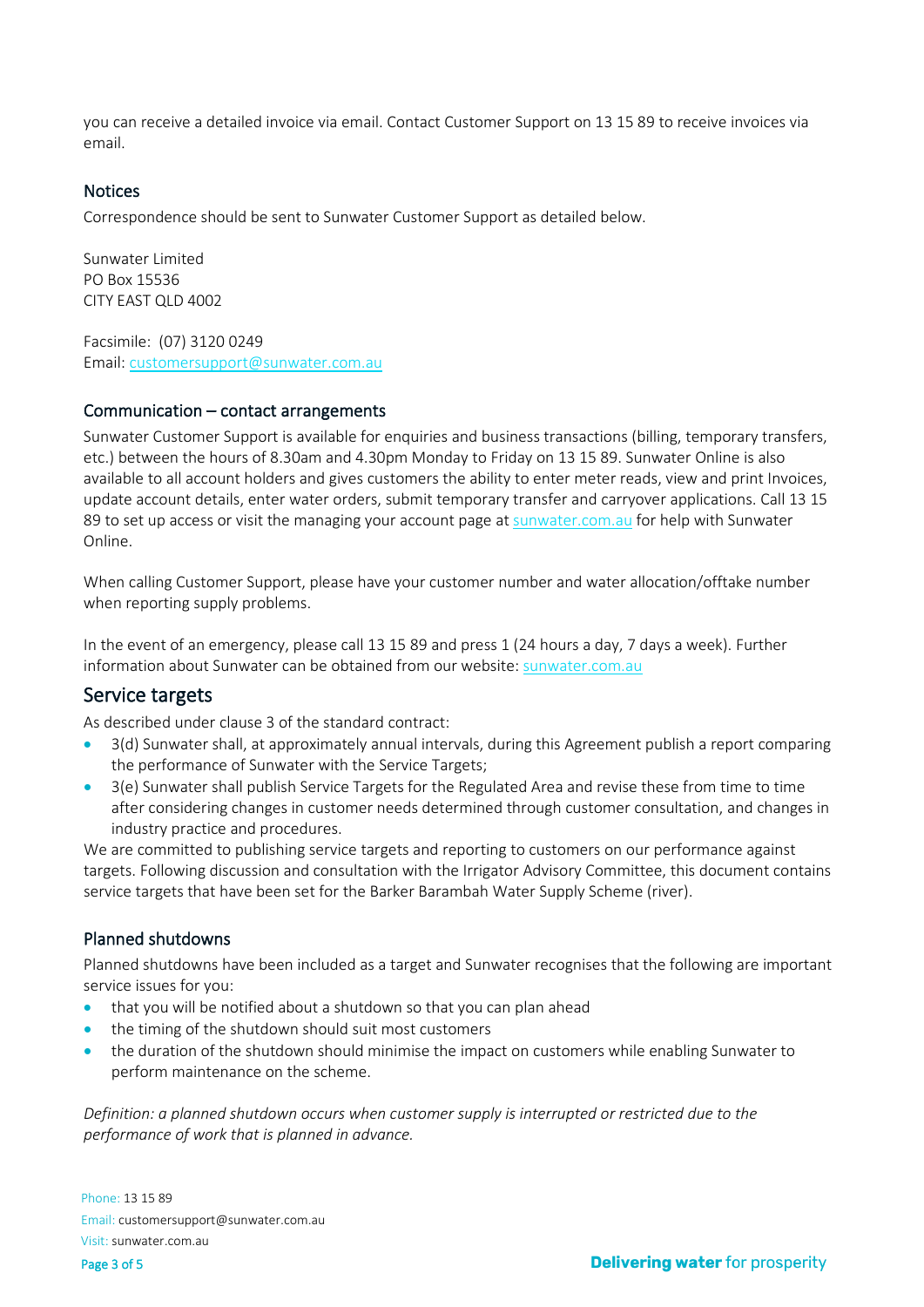you can receive a detailed invoice via email. Contact Customer Support on 13 15 89 to receive invoices via email.

### Notices

Correspondence should be sent to Sunwater Customer Support as detailed below.

Sunwater Limited  
PO Box 15536  
CITY EAST QLD 4002

Facsimile: (07) 3120 0249  
Email: customersupport@sunwater.com.au

### Communication – contact arrangements

Sunwater Customer Support is available for enquiries and business transactions (billing, temporary transfers, etc.) between the hours of 8.30am and 4.30pm Monday to Friday on 13 15 89. Sunwater Online is also available to all account holders and gives customers the ability to enter meter reads, view and print Invoices, update account details, enter water orders, submit temporary transfer and carryover applications. Call 13 15 89 to set up access or visit the managing your account page at sunwater.com.au for help with Sunwater Online.

When calling Customer Support, please have your customer number and water allocation/offtake number when reporting supply problems.

In the event of an emergency, please call 13 15 89 and press 1 (24 hours a day, 7 days a week). Further information about Sunwater can be obtained from our website: sunwater.com.au

## Service targets

As described under clause 3 of the standard contract:

- 3(d) Sunwater shall, at approximately annual intervals, during this Agreement publish a report comparing the performance of Sunwater with the Service Targets;
- 3(e) Sunwater shall publish Service Targets for the Regulated Area and revise these from time to time after considering changes in customer needs determined through customer consultation, and changes in industry practice and procedures.

We are committed to publishing service targets and reporting to customers on our performance against targets. Following discussion and consultation with the Irrigator Advisory Committee, this document contains service targets that have been set for the Barker Barambah Water Supply Scheme (river).

### Planned shutdowns

Planned shutdowns have been included as a target and Sunwater recognises that the following are important service issues for you:

- that you will be notified about a shutdown so that you can plan ahead
- the timing of the shutdown should suit most customers
- the duration of the shutdown should minimise the impact on customers while enabling Sunwater to perform maintenance on the scheme.

*Definition: a planned shutdown occurs when customer supply is interrupted or restricted due to the performance of work that is planned in advance.*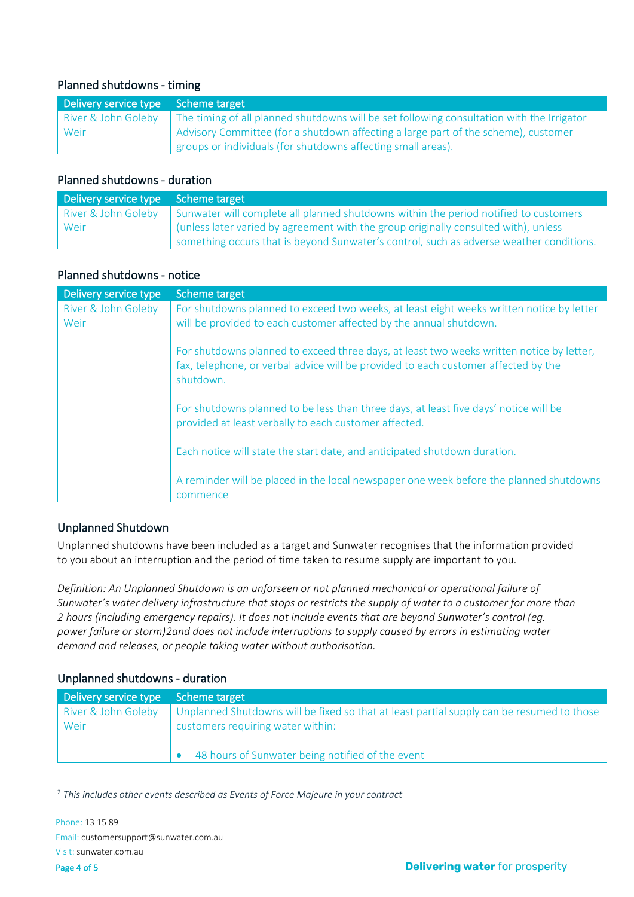### Planned shutdowns - timing

| Delivery service type | Scheme target |
|---|---|
| River & John Goleby Weir | The timing of all planned shutdowns will be set following consultation with the Irrigator Advisory Committee (for a shutdown affecting a large part of the scheme), customer groups or individuals (for shutdowns affecting small areas). |

### Planned shutdowns - duration

| Delivery service type | Scheme target |
|---|---|
| River & John Goleby Weir | Sunwater will complete all planned shutdowns within the period notified to customers (unless later varied by agreement with the group originally consulted with), unless something occurs that is beyond Sunwater's control, such as adverse weather conditions. |

### Planned shutdowns - notice

| Delivery service type | Scheme target |
|---|---|
| River & John Goleby Weir | For shutdowns planned to exceed two weeks, at least eight weeks written notice by letter will be provided to each customer affected by the annual shutdown.<br><br>For shutdowns planned to exceed three days, at least two weeks written notice by letter, fax, telephone, or verbal advice will be provided to each customer affected by the shutdown.<br><br>For shutdowns planned to be less than three days, at least five days' notice will be provided at least verbally to each customer affected.<br><br>Each notice will state the start date, and anticipated shutdown duration.<br><br>A reminder will be placed in the local newspaper one week before the planned shutdowns commence |

### Unplanned Shutdown

Unplanned shutdowns have been included as a target and Sunwater recognises that the information provided to you about an interruption and the period of time taken to resume supply are important to you.

*Definition: An Unplanned Shutdown is an unforseen or not planned mechanical or operational failure of Sunwater's water delivery infrastructure that stops or restricts the supply of water to a customer for more than 2 hours (including emergency repairs). It does not include events that are beyond Sunwater's control (eg. power failure or storm)*[2] *and does not include interruptions to supply caused by errors in estimating water demand and releases, or people taking water without authorisation.*

### Unplanned shutdowns - duration

| Delivery service type | Scheme target |
|---|---|
| River & John Goleby Weir | Unplanned Shutdowns will be fixed so that at least partial supply can be resumed to those customers requiring water within:<br><br>• 48 hours of Sunwater being notified of the event |

[2] *This includes other events described as Events of Force Majeure in your contract*

Phone: 13 15 89
Email: customersupport@sunwater.com.au
Visit: sunwater.com.au

**Delivering water** for prosperity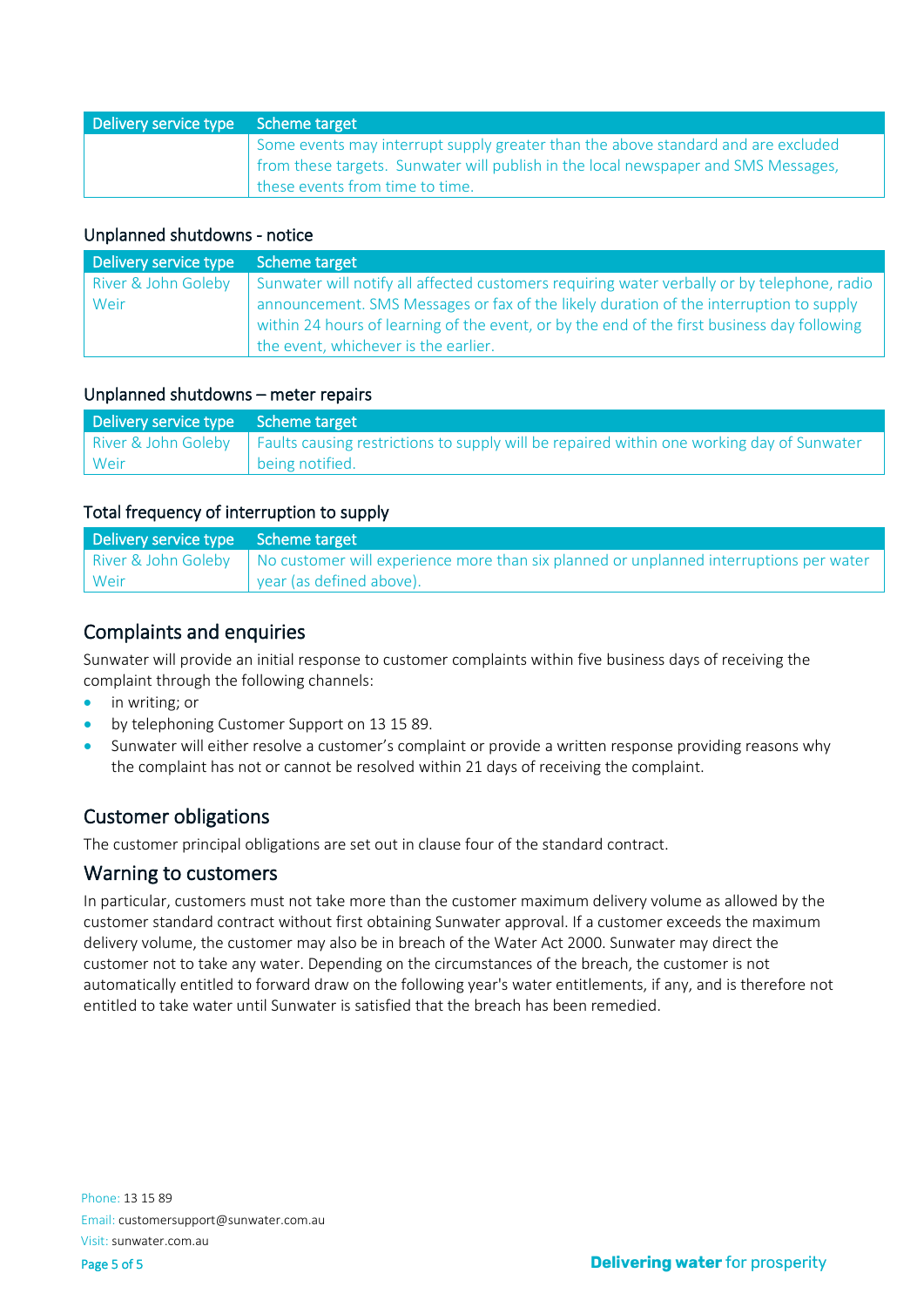| Delivery service type | Scheme target |
| --- | --- |
| | Some events may interrupt supply greater than the above standard and are excluded from these targets. Sunwater will publish in the local newspaper and SMS Messages, these events from time to time. |

### Unplanned shutdowns - notice

| Delivery service type | Scheme target |
| --- | --- |
| River & John Goleby Weir | Sunwater will notify all affected customers requiring water verbally or by telephone, radio announcement. SMS Messages or fax of the likely duration of the interruption to supply within 24 hours of learning of the event, or by the end of the first business day following the event, whichever is the earlier. |

### Unplanned shutdowns – meter repairs

| Delivery service type | Scheme target |
| --- | --- |
| River & John Goleby Weir | Faults causing restrictions to supply will be repaired within one working day of Sunwater being notified. |

### Total frequency of interruption to supply

| Delivery service type | Scheme target |
| --- | --- |
| River & John Goleby Weir | No customer will experience more than six planned or unplanned interruptions per water year (as defined above). |

## Complaints and enquiries

Sunwater will provide an initial response to customer complaints within five business days of receiving the complaint through the following channels:

- in writing; or
- by telephoning Customer Support on 13 15 89.
- Sunwater will either resolve a customer's complaint or provide a written response providing reasons why the complaint has not or cannot be resolved within 21 days of receiving the complaint.

## Customer obligations

The customer principal obligations are set out in clause four of the standard contract.

## Warning to customers

In particular, customers must not take more than the customer maximum delivery volume as allowed by the customer standard contract without first obtaining Sunwater approval. If a customer exceeds the maximum delivery volume, the customer may also be in breach of the Water Act 2000. Sunwater may direct the customer not to take any water. Depending on the circumstances of the breach, the customer is not automatically entitled to forward draw on the following year's water entitlements, if any, and is therefore not entitled to take water until Sunwater is satisfied that the breach has been remedied.